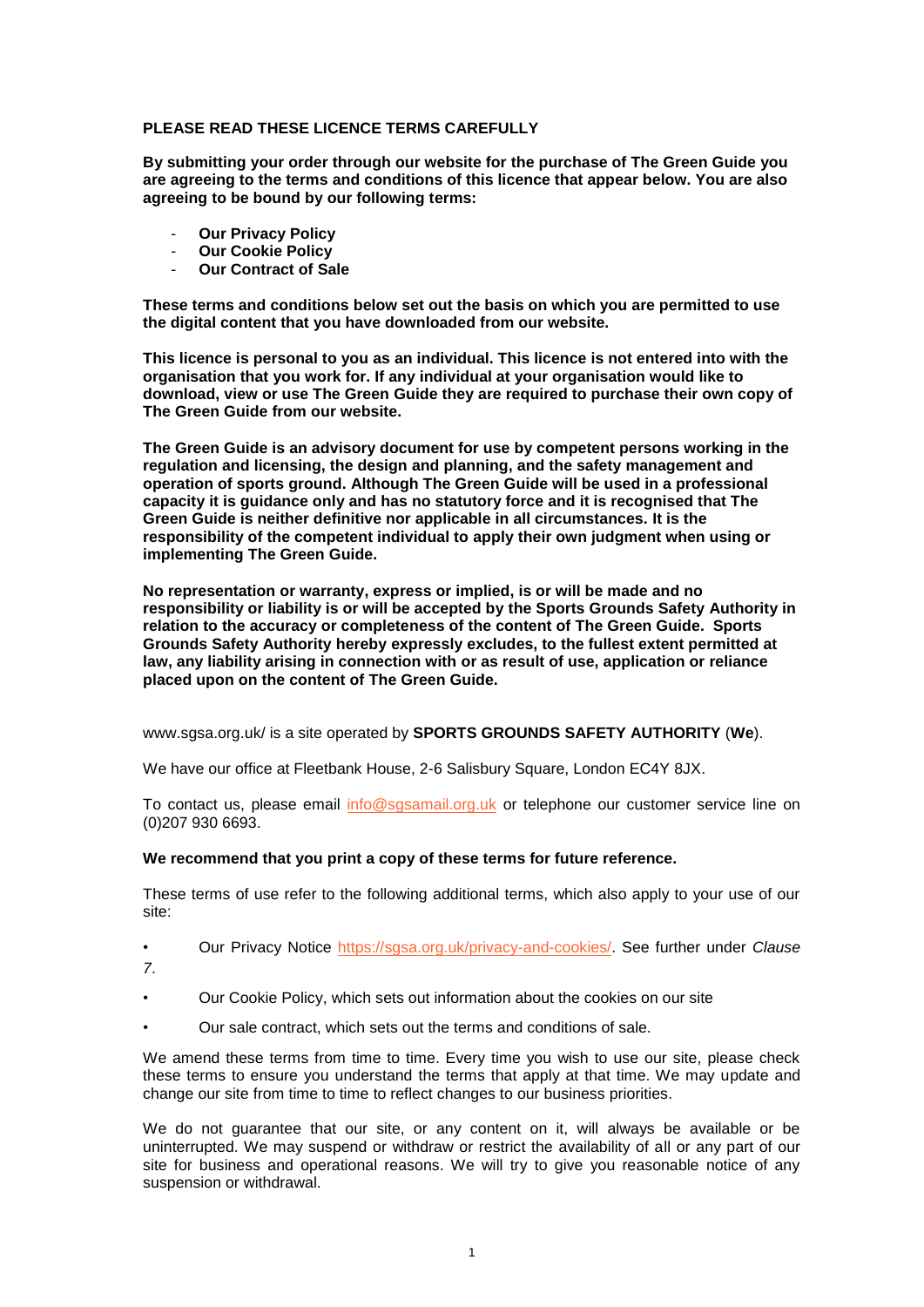**PLEASE READ THESE LICENCE TERMS CAREFULLY**

**By submitting your order through our website for the purchase of The Green Guide you are agreeing to the terms and conditions of this licence that appear below. You are also agreeing to be bound by our following terms:**

- **Our Privacy Policy**
- **Our Cookie Policy**
- **Our Contract of Sale**

**These terms and conditions below set out the basis on which you are permitted to use the digital content that you have downloaded from our website.**

**This licence is personal to you as an individual. This licence is not entered into with the organisation that you work for. If any individual at your organisation would like to download, view or use The Green Guide they are required to purchase their own copy of The Green Guide from our website.**

**The Green Guide is an advisory document for use by competent persons working in the regulation and licensing, the design and planning, and the safety management and operation of sports ground. Although The Green Guide will be used in a professional capacity it is guidance only and has no statutory force and it is recognised that The Green Guide is neither definitive nor applicable in all circumstances. It is the responsibility of the competent individual to apply their own judgment when using or implementing The Green Guide.**

**No representation or warranty, express or implied, is or will be made and no responsibility or liability is or will be accepted by the Sports Grounds Safety Authority in relation to the accuracy or completeness of the content of The Green Guide. Sports Grounds Safety Authority hereby expressly excludes, to the fullest extent permitted at law, any liability arising in connection with or as result of use, application or reliance placed upon on the content of The Green Guide.**

www.sgsa.org.uk/ is a site operated by **SPORTS GROUNDS SAFETY AUTHORITY** (**We**).

We have our office at Fleetbank House, 2-6 Salisbury Square, London EC4Y 8JX.

To contact us, please email info@sgsamail.org.uk or telephone our customer service line on (0)207 930 6693.

**We recommend that you print a copy of these terms for future reference.**

These terms of use refer to the following additional terms, which also apply to your use of our site:

- Our Privacy Notice https://sgsa.org.uk/privacy-and-cookies/. See further under *Clause 7.*
- Our Cookie Policy, which sets out information about the cookies on our site
- Our sale contract, which sets out the terms and conditions of sale.

We amend these terms from time to time. Every time you wish to use our site, please check these terms to ensure you understand the terms that apply at that time. We may update and change our site from time to time to reflect changes to our business priorities.

We do not guarantee that our site, or any content on it, will always be available or be uninterrupted. We may suspend or withdraw or restrict the availability of all or any part of our site for business and operational reasons. We will try to give you reasonable notice of any suspension or withdrawal.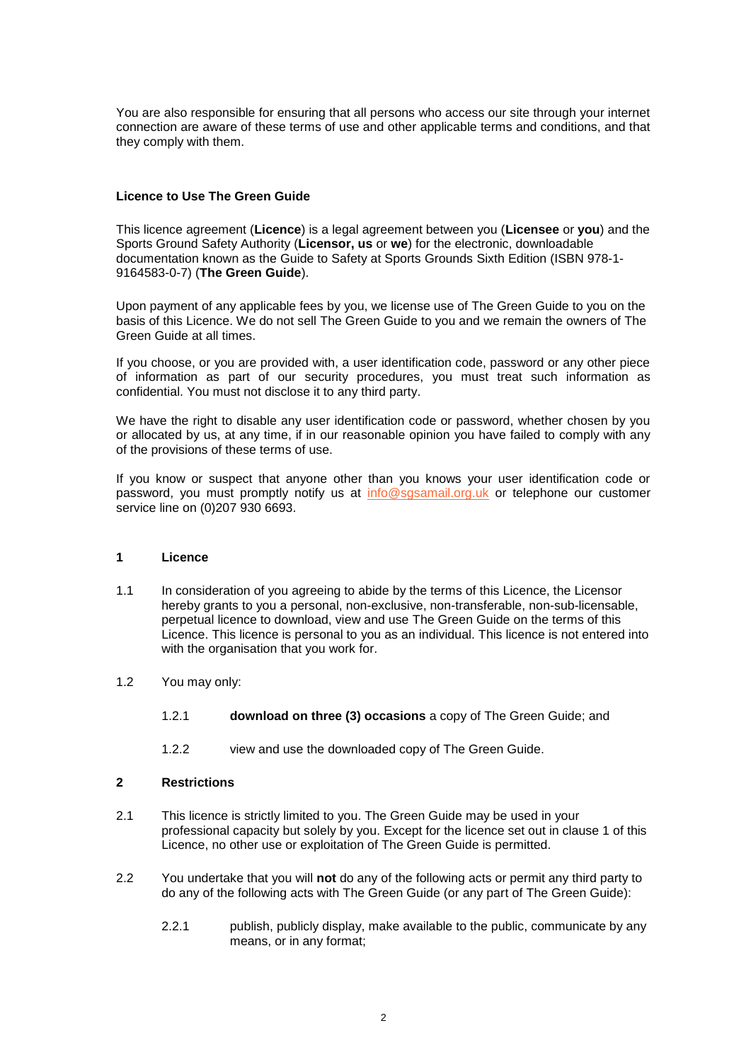You are also responsible for ensuring that all persons who access our site through your internet connection are aware of these terms of use and other applicable terms and conditions, and that they comply with them.

**Licence to Use The Green Guide**

This licence agreement (**Licence**) is a legal agreement between you (**Licensee** or **you**) and the Sports Ground Safety Authority (**Licensor, us** or **we**) for the electronic, downloadable documentation known as the Guide to Safety at Sports Grounds Sixth Edition (ISBN 978-1-9164583-0-7) (**The Green Guide**).

Upon payment of any applicable fees by you, we license use of The Green Guide to you on the basis of this Licence. We do not sell The Green Guide to you and we remain the owners of The Green Guide at all times.

If you choose, or you are provided with, a user identification code, password or any other piece of information as part of our security procedures, you must treat such information as confidential. You must not disclose it to any third party.

We have the right to disable any user identification code or password, whether chosen by you or allocated by us, at any time, if in our reasonable opinion you have failed to comply with any of the provisions of these terms of use.

If you know or suspect that anyone other than you knows your user identification code or password, you must promptly notify us at info@sgsamail.org.uk or telephone our customer service line on (0)207 930 6693.

**1 Licence**

1.1 In consideration of you agreeing to abide by the terms of this Licence, the Licensor hereby grants to you a personal, non-exclusive, non-transferable, non-sub-licensable, perpetual licence to download, view and use The Green Guide on the terms of this Licence. This licence is personal to you as an individual. This licence is not entered into with the organisation that you work for.

1.2 You may only:

1.2.1 **download on three (3) occasions** a copy of The Green Guide; and

1.2.2 view and use the downloaded copy of The Green Guide.

**2 Restrictions**

2.1 This licence is strictly limited to you. The Green Guide may be used in your professional capacity but solely by you. Except for the licence set out in clause 1 of this Licence, no other use or exploitation of The Green Guide is permitted.

2.2 You undertake that you will **not** do any of the following acts or permit any third party to do any of the following acts with The Green Guide (or any part of The Green Guide):

2.2.1 publish, publicly display, make available to the public, communicate by any means, or in any format;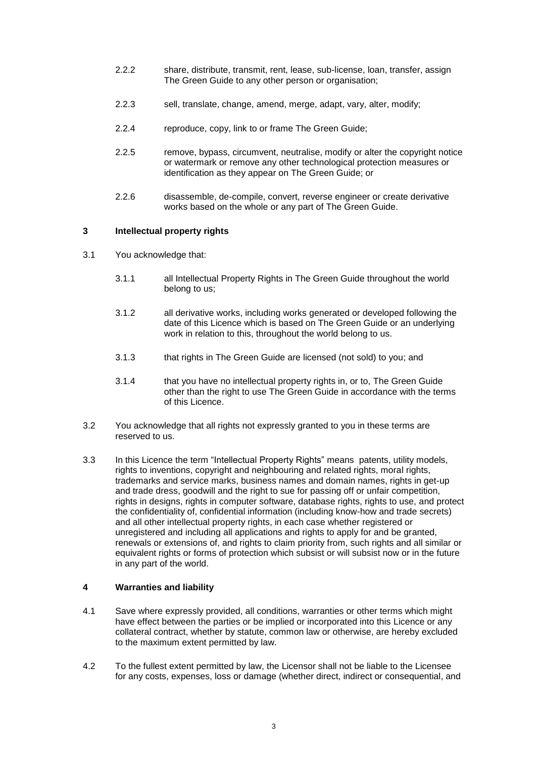2.2.2 share, distribute, transmit, rent, lease, sub-license, loan, transfer, assign The Green Guide to any other person or organisation;

2.2.3 sell, translate, change, amend, merge, adapt, vary, alter, modify;

2.2.4 reproduce, copy, link to or frame The Green Guide;

2.2.5 remove, bypass, circumvent, neutralise, modify or alter the copyright notice or watermark or remove any other technological protection measures or identification as they appear on The Green Guide; or

2.2.6 disassemble, de-compile, convert, reverse engineer or create derivative works based on the whole or any part of The Green Guide.

## 3 Intellectual property rights

3.1 You acknowledge that:

3.1.1 all Intellectual Property Rights in The Green Guide throughout the world belong to us;

3.1.2 all derivative works, including works generated or developed following the date of this Licence which is based on The Green Guide or an underlying work in relation to this, throughout the world belong to us.

3.1.3 that rights in The Green Guide are licensed (not sold) to you; and

3.1.4 that you have no intellectual property rights in, or to, The Green Guide other than the right to use The Green Guide in accordance with the terms of this Licence.

3.2 You acknowledge that all rights not expressly granted to you in these terms are reserved to us.

3.3 In this Licence the term "Intellectual Property Rights" means patents, utility models, rights to inventions, copyright and neighbouring and related rights, moral rights, trademarks and service marks, business names and domain names, rights in get-up and trade dress, goodwill and the right to sue for passing off or unfair competition, rights in designs, rights in computer software, database rights, rights to use, and protect the confidentiality of, confidential information (including know-how and trade secrets) and all other intellectual property rights, in each case whether registered or unregistered and including all applications and rights to apply for and be granted, renewals or extensions of, and rights to claim priority from, such rights and all similar or equivalent rights or forms of protection which subsist or will subsist now or in the future in any part of the world.

## 4 Warranties and liability

4.1 Save where expressly provided, all conditions, warranties or other terms which might have effect between the parties or be implied or incorporated into this Licence or any collateral contract, whether by statute, common law or otherwise, are hereby excluded to the maximum extent permitted by law.

4.2 To the fullest extent permitted by law, the Licensor shall not be liable to the Licensee for any costs, expenses, loss or damage (whether direct, indirect or consequential, and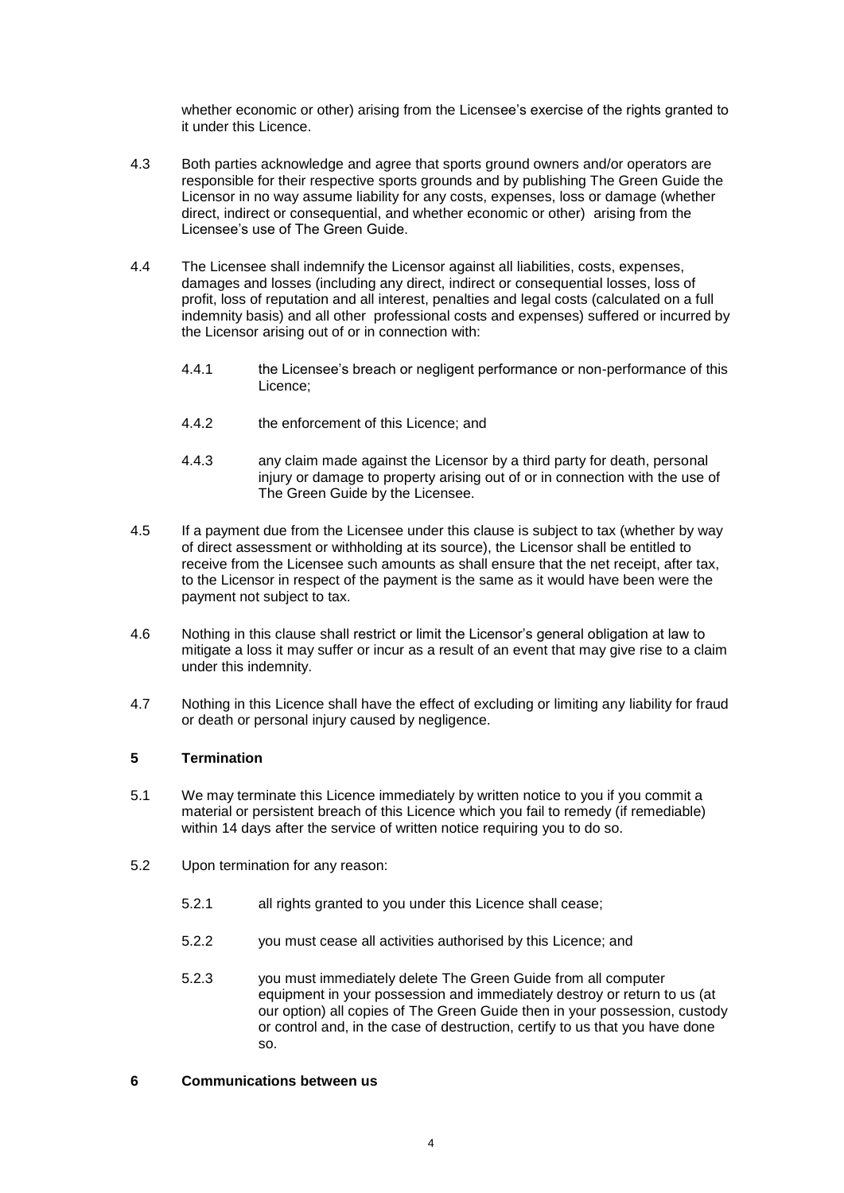whether economic or other) arising from the Licensee's exercise of the rights granted to it under this Licence.

4.3 Both parties acknowledge and agree that sports ground owners and/or operators are responsible for their respective sports grounds and by publishing The Green Guide the Licensor in no way assume liability for any costs, expenses, loss or damage (whether direct, indirect or consequential, and whether economic or other) arising from the Licensee's use of The Green Guide.

4.4 The Licensee shall indemnify the Licensor against all liabilities, costs, expenses, damages and losses (including any direct, indirect or consequential losses, loss of profit, loss of reputation and all interest, penalties and legal costs (calculated on a full indemnity basis) and all other professional costs and expenses) suffered or incurred by the Licensor arising out of or in connection with:

4.4.1 the Licensee's breach or negligent performance or non-performance of this Licence;

4.4.2 the enforcement of this Licence; and

4.4.3 any claim made against the Licensor by a third party for death, personal injury or damage to property arising out of or in connection with the use of The Green Guide by the Licensee.

4.5 If a payment due from the Licensee under this clause is subject to tax (whether by way of direct assessment or withholding at its source), the Licensor shall be entitled to receive from the Licensee such amounts as shall ensure that the net receipt, after tax, to the Licensor in respect of the payment is the same as it would have been were the payment not subject to tax.

4.6 Nothing in this clause shall restrict or limit the Licensor's general obligation at law to mitigate a loss it may suffer or incur as a result of an event that may give rise to a claim under this indemnity.

4.7 Nothing in this Licence shall have the effect of excluding or limiting any liability for fraud or death or personal injury caused by negligence.

## 5 Termination

5.1 We may terminate this Licence immediately by written notice to you if you commit a material or persistent breach of this Licence which you fail to remedy (if remediable) within 14 days after the service of written notice requiring you to do so.

5.2 Upon termination for any reason:

5.2.1 all rights granted to you under this Licence shall cease;

5.2.2 you must cease all activities authorised by this Licence; and

5.2.3 you must immediately delete The Green Guide from all computer equipment in your possession and immediately destroy or return to us (at our option) all copies of The Green Guide then in your possession, custody or control and, in the case of destruction, certify to us that you have done so.

## 6 Communications between us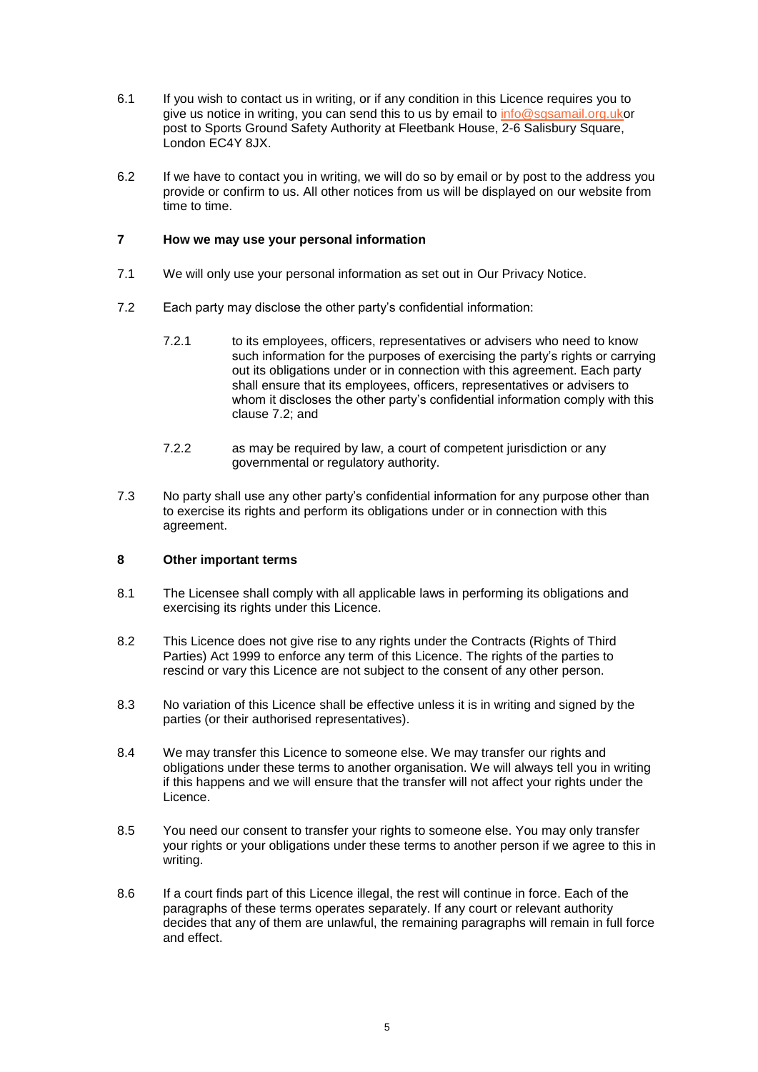6.1 If you wish to contact us in writing, or if any condition in this Licence requires you to give us notice in writing, you can send this to us by email to info@sgsamail.org.ukor post to Sports Ground Safety Authority at Fleetbank House, 2-6 Salisbury Square, London EC4Y 8JX.

6.2 If we have to contact you in writing, we will do so by email or by post to the address you provide or confirm to us. All other notices from us will be displayed on our website from time to time.

## 7 How we may use your personal information

7.1 We will only use your personal information as set out in Our Privacy Notice.

7.2 Each party may disclose the other party's confidential information:

7.2.1 to its employees, officers, representatives or advisers who need to know such information for the purposes of exercising the party's rights or carrying out its obligations under or in connection with this agreement. Each party shall ensure that its employees, officers, representatives or advisers to whom it discloses the other party's confidential information comply with this clause 7.2; and

7.2.2 as may be required by law, a court of competent jurisdiction or any governmental or regulatory authority.

7.3 No party shall use any other party's confidential information for any purpose other than to exercise its rights and perform its obligations under or in connection with this agreement.

## 8 Other important terms

8.1 The Licensee shall comply with all applicable laws in performing its obligations and exercising its rights under this Licence.

8.2 This Licence does not give rise to any rights under the Contracts (Rights of Third Parties) Act 1999 to enforce any term of this Licence. The rights of the parties to rescind or vary this Licence are not subject to the consent of any other person.

8.3 No variation of this Licence shall be effective unless it is in writing and signed by the parties (or their authorised representatives).

8.4 We may transfer this Licence to someone else. We may transfer our rights and obligations under these terms to another organisation. We will always tell you in writing if this happens and we will ensure that the transfer will not affect your rights under the Licence.

8.5 You need our consent to transfer your rights to someone else. You may only transfer your rights or your obligations under these terms to another person if we agree to this in writing.

8.6 If a court finds part of this Licence illegal, the rest will continue in force. Each of the paragraphs of these terms operates separately. If any court or relevant authority decides that any of them are unlawful, the remaining paragraphs will remain in full force and effect.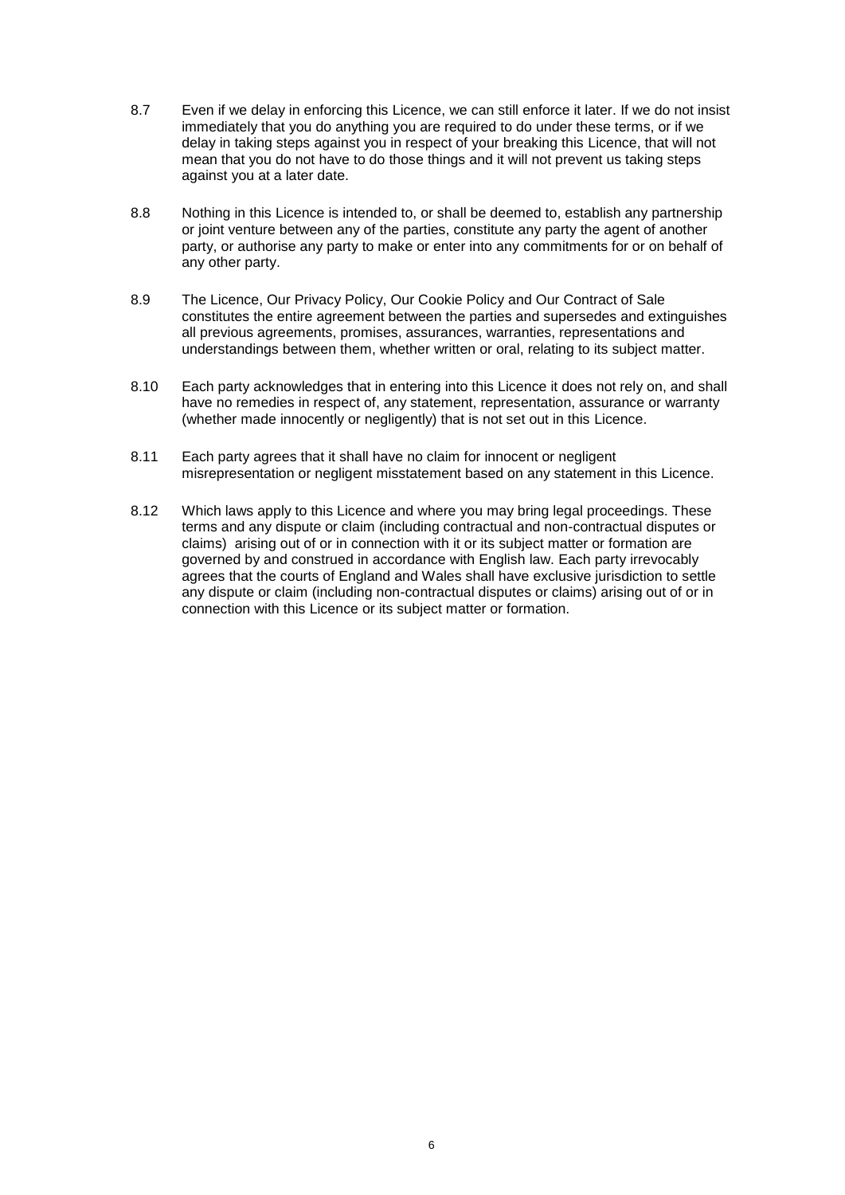8.7 Even if we delay in enforcing this Licence, we can still enforce it later. If we do not insist immediately that you do anything you are required to do under these terms, or if we delay in taking steps against you in respect of your breaking this Licence, that will not mean that you do not have to do those things and it will not prevent us taking steps against you at a later date.

8.8 Nothing in this Licence is intended to, or shall be deemed to, establish any partnership or joint venture between any of the parties, constitute any party the agent of another party, or authorise any party to make or enter into any commitments for or on behalf of any other party.

8.9 The Licence, Our Privacy Policy, Our Cookie Policy and Our Contract of Sale constitutes the entire agreement between the parties and supersedes and extinguishes all previous agreements, promises, assurances, warranties, representations and understandings between them, whether written or oral, relating to its subject matter.

8.10 Each party acknowledges that in entering into this Licence it does not rely on, and shall have no remedies in respect of, any statement, representation, assurance or warranty (whether made innocently or negligently) that is not set out in this Licence.

8.11 Each party agrees that it shall have no claim for innocent or negligent misrepresentation or negligent misstatement based on any statement in this Licence.

8.12 Which laws apply to this Licence and where you may bring legal proceedings. These terms and any dispute or claim (including contractual and non-contractual disputes or claims) arising out of or in connection with it or its subject matter or formation are governed by and construed in accordance with English law. Each party irrevocably agrees that the courts of England and Wales shall have exclusive jurisdiction to settle any dispute or claim (including non-contractual disputes or claims) arising out of or in connection with this Licence or its subject matter or formation.